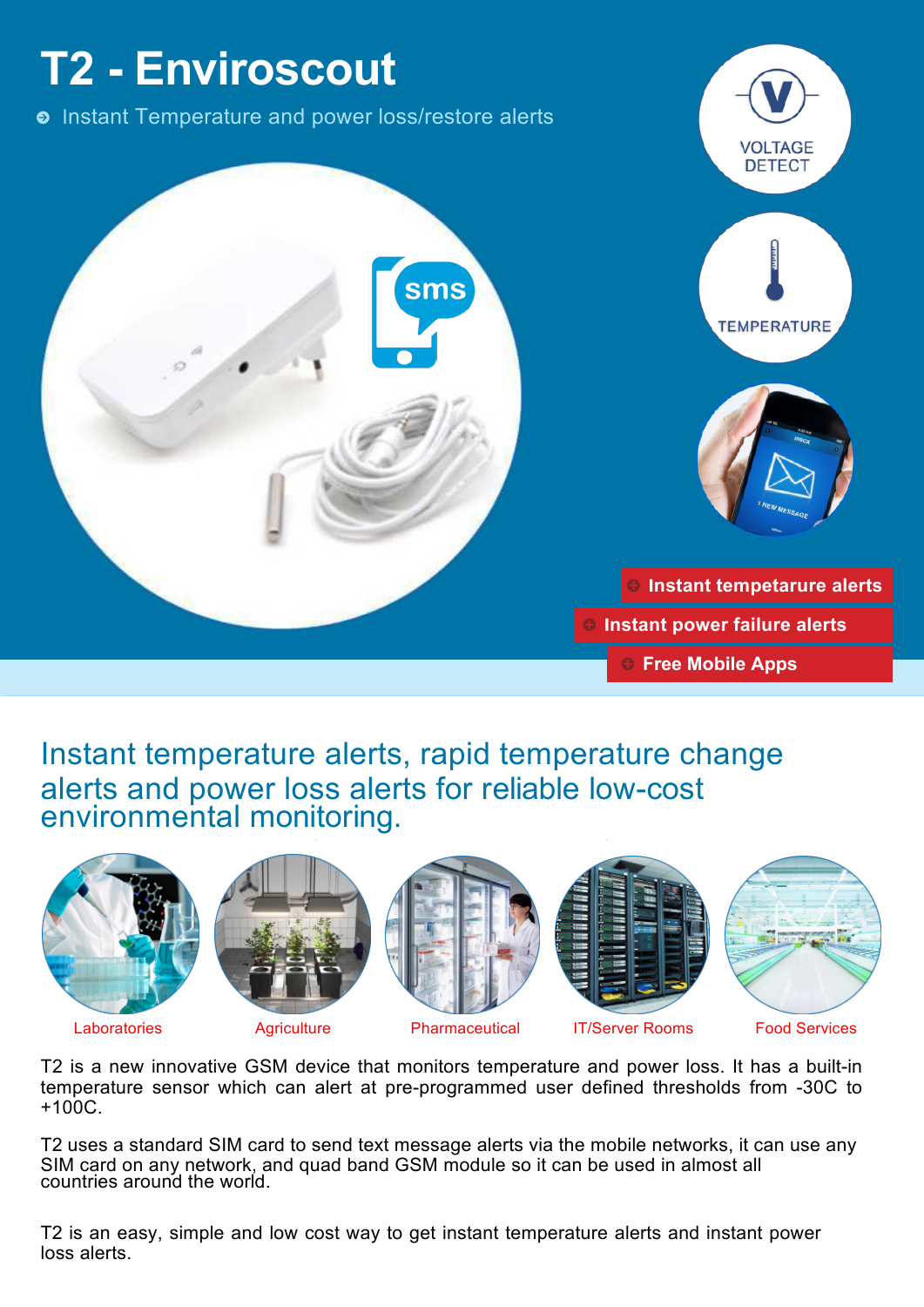# T2 - Enviroscout

- Instant Temperature and power loss/restore alerts

VOLTAGE DETECT

TEMPERATURE

- Instant tempetarure alerts
- Instant power failure alerts
- Free Mobile Apps

## Instant temperature alerts, rapid temperature change alerts and power loss alerts for reliable low-cost environmental monitoring.

Laboratories | Agriculture | Pharmaceutical | IT/Server Rooms | Food Services

T2 is a new innovative GSM device that monitors temperature and power loss. It has a built-in temperature sensor which can alert at pre-programmed user defined thresholds from -30C to +100C.

T2 uses a standard SIM card to send text message alerts via the mobile networks, it can use any SIM card on any network, and quad band GSM module so it can be used in almost all countries around the world.

T2 is an easy, simple and low cost way to get instant temperature alerts and instant power loss alerts.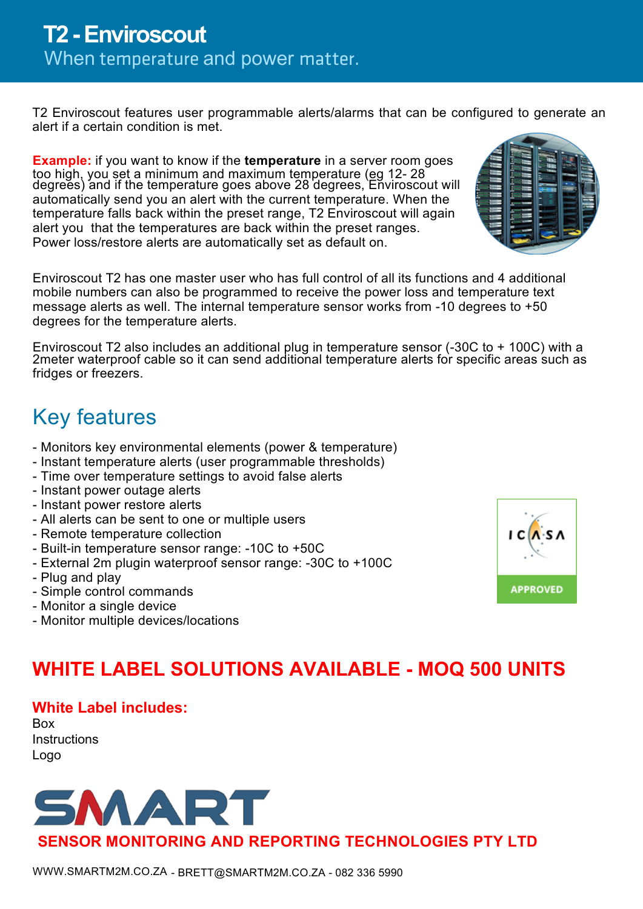# T2 - Enviroscout

When temperature and power matter.

T2 Enviroscout features user programmable alerts/alarms that can be configured to generate an alert if a certain condition is met.

**Example:** if you want to know if the **temperature** in a server room goes too high, you set a minimum and maximum temperature (eg 12- 28 degrees) and if the temperature goes above 28 degrees, Enviroscout will automatically send you an alert with the current temperature. When the temperature falls back within the preset range, T2 Enviroscout will again alert you that the temperatures are back within the preset ranges. Power loss/restore alerts are automatically set as default on.

Enviroscout T2 has one master user who has full control of all its functions and 4 additional mobile numbers can also be programmed to receive the power loss and temperature text message alerts as well. The internal temperature sensor works from -10 degrees to +50 degrees for the temperature alerts.

Enviroscout T2 also includes an additional plug in temperature sensor (-30C to + 100C) with a 2meter waterproof cable so it can send additional temperature alerts for specific areas such as fridges or freezers.

## Key features

- Monitors key environmental elements (power & temperature)
- Instant temperature alerts (user programmable thresholds)
- Time over temperature settings to avoid false alerts
- Instant power outage alerts
- Instant power restore alerts
- All alerts can be sent to one or multiple users
- Remote temperature collection
- Built-in temperature sensor range: -10C to +50C
- External 2m plugin waterproof sensor range: -30C to +100C
- Plug and play
- Simple control commands
- Monitor a single device
- Monitor multiple devices/locations

ICASA APPROVED

## WHITE LABEL SOLUTIONS AVAILABLE - MOQ 500 UNITS

**White Label includes:**

Box
Instructions
Logo

SMART

SENSOR MONITORING AND REPORTING TECHNOLOGIES PTY LTD

WWW.SMARTM2M.CO.ZA - BRETT@SMARTM2M.CO.ZA - 082 336 5990